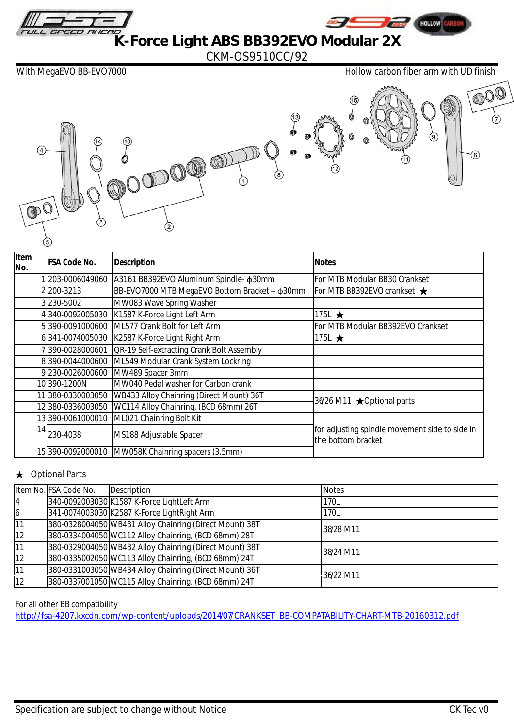# K-Force Light ABS BB392EVO Modular 2X

CKM-OS9510CC/92

With MegaEVO BB-EVO7000 — Hollow carbon fiber arm with UD finish

| Item No. | FSA Code No. | Description | Notes |
|---|---|---|---|
| 1 | 203-0006049060 | A3161 BB392EVO Aluminum Spindle- φ30mm | For MTB Modular BB30 Crankset |
| 2 | 200-3213 | BB-EVO7000 MTB MegaEVO Bottom Bracket – φ30mm | For MTB BB392EVO crankset ★ |
| 3 | 230-5002 | MW083 Wave Spring Washer | |
| 4 | 340-0092005030 | K1587 K-Force Light Left Arm | 175L ★ |
| 5 | 390-0091000600 | ML577 Crank Bolt for Left Arm | For MTB Modular BB392EVO Crankset |
| 6 | 341-0074005030 | K2587 K-Force Light Right Arm | 175L ★ |
| 7 | 390-0028000601 | QR-19 Self-extracting Crank Bolt Assembly | |
| 8 | 390-0044000600 | ML549 Modular Crank System Lockring | |
| 9 | 230-0026000600 | MW489 Spacer 3mm | |
| 10 | 390-1200N | MW040 Pedal washer for Carbon crank | |
| 11 | 380-0330003050 | WB433 Alloy Chainring (Direct Mount) 36T | 36/26 M11 ★Optional parts |
| 12 | 380-0336003050 | WC114 Alloy Chainring, (BCD 68mm) 26T | |
| 13 | 390-0061000010 | ML021 Chainring Bolt Kit | |
| 14 | 230-4038 | MS188 Adjustable Spacer | for adjusting spindle movement side to side in the bottom bracket |
| 15 | 390-0092000010 | MW058K Chainring spacers (3.5mm) | |

★ Optional Parts

| Item No. | FSA Code No. | Description | Notes |
|---|---|---|---|
| 4 | 340-0092003030 | K1587 K-Force LightLeft Arm | 170L |
| 6 | 341-0074003030 | K2587 K-Force LightRight Arm | 170L |
| 11 | 380-0328004050 | WB431 Alloy Chainring (Direct Mount) 38T | 38/28 M11 |
| 12 | 380-0334004050 | WC112 Alloy Chainring, (BCD 68mm) 28T | |
| 11 | 380-0329004050 | WB432 Alloy Chainring (Direct Mount) 38T | 38/24 M11 |
| 12 | 380-0335002050 | WC113 Alloy Chainring, (BCD 68mm) 24T | |
| 11 | 380-0331003050 | WB434 Alloy Chainring (Direct Mount) 36T | 36/22 M11 |
| 12 | 380-0337001050 | WC115 Alloy Chainring, (BCD 68mm) 24T | |

For all other BB compatibility
http://fsa-4207.kxcdn.com/wp-content/uploads/2014/07/CRANKSET_BB-COMPATABILITY-CHART-MTB-20160312.pdf

Specification are subject to change without Notice — CK Tec v0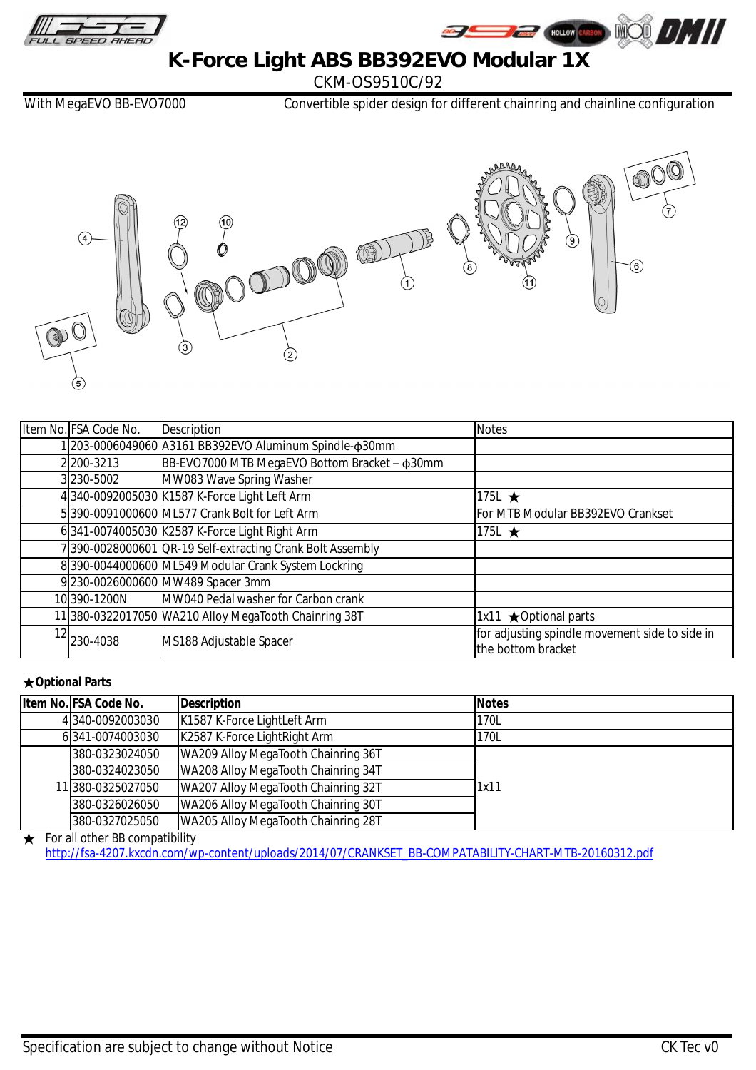# K-Force Light ABS BB392EVO Modular 1X

CKM-OS9510C/92

With MegaEVO BB-EVO7000

Convertible spider design for different chainring and chainline configuration

| Item No. | FSA Code No. | Description | Notes |
|---|---|---|---|
| 1 | 203-0006049060 | A3161 BB392EVO Aluminum Spindle-ϕ30mm | |
| 2 | 200-3213 | BB-EVO7000 MTB MegaEVO Bottom Bracket – ϕ30mm | |
| 3 | 230-5002 | MW083 Wave Spring Washer | |
| 4 | 340-0092005030 | K1587 K-Force Light Left Arm | 175L ★ |
| 5 | 390-0091000600 | ML577 Crank Bolt for Left Arm | For MTB Modular BB392EVO Crankset |
| 6 | 341-0074005030 | K2587 K-Force Light Right Arm | 175L ★ |
| 7 | 390-0028000601 | QR-19 Self-extracting Crank Bolt Assembly | |
| 8 | 390-0044000600 | ML549 Modular Crank System Lockring | |
| 9 | 230-0026000600 | MW489 Spacer 3mm | |
| 10 | 390-1200N | MW040 Pedal washer for Carbon crank | |
| 11 | 380-0322017050 | WA210 Alloy MegaTooth Chainring 38T | 1x11 ★Optional parts |
| 12 | 230-4038 | MS188 Adjustable Spacer | for adjusting spindle movement side to side in the bottom bracket |

**★Optional Parts**

| **Item No.** | **FSA Code No.** | **Description** | **Notes** |
|---|---|---|---|
| 4 | 340-0092003030 | K1587 K-Force LightLeft Arm | 170L |
| 6 | 341-0074003030 | K2587 K-Force LightRight Arm | 170L |
| 11 | 380-0323024050 | WA209 Alloy MegaTooth Chainring 36T | 1x11 |
| | 380-0324023050 | WA208 Alloy MegaTooth Chainring 34T | |
| | 380-0325027050 | WA207 Alloy MegaTooth Chainring 32T | |
| | 380-0326026050 | WA206 Alloy MegaTooth Chainring 30T | |
| | 380-0327025050 | WA205 Alloy MegaTooth Chainring 28T | |

★ For all other BB compatibility
http://fsa-4207.kxcdn.com/wp-content/uploads/2014/07/CRANKSET_BB-COMPATABILITY-CHART-MTB-20160312.pdf

Specification are subject to change without Notice

CK Tec v0